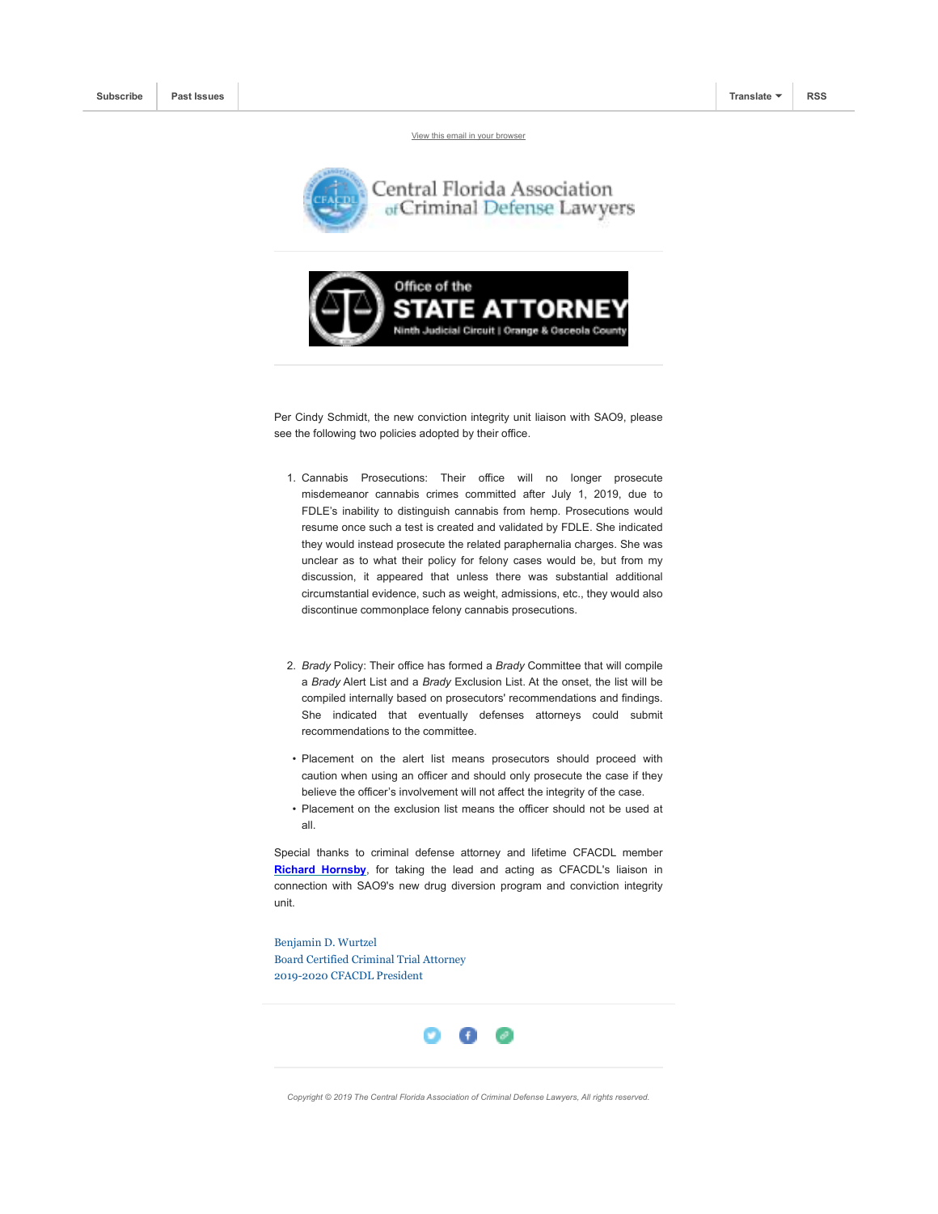Subscribe | Past Issues | Translate | RSS

View this email in your browser

Central Florida Association of Criminal Defense Lawyers

Office of the STATE ATTORNEY
Ninth Judicial Circuit | Orange & Osceola County

Per Cindy Schmidt, the new conviction integrity unit liaison with SAO9, please see the following two policies adopted by their office.

1. Cannabis Prosecutions: Their office will no longer prosecute misdemeanor cannabis crimes committed after July 1, 2019, due to FDLE's inability to distinguish cannabis from hemp. Prosecutions would resume once such a test is created and validated by FDLE. She indicated they would instead prosecute the related paraphernalia charges. She was unclear as to what their policy for felony cases would be, but from my discussion, it appeared that unless there was substantial additional circumstantial evidence, such as weight, admissions, etc., they would also discontinue commonplace felony cannabis prosecutions.

2. *Brady* Policy: Their office has formed a *Brady* Committee that will compile a *Brady* Alert List and a *Brady* Exclusion List. At the onset, the list will be compiled internally based on prosecutors' recommendations and findings. She indicated that eventually defenses attorneys could submit recommendations to the committee.

- Placement on the alert list means prosecutors should proceed with caution when using an officer and should only prosecute the case if they believe the officer's involvement will not affect the integrity of the case.
- Placement on the exclusion list means the officer should not be used at all.

Special thanks to criminal defense attorney and lifetime CFACDL member **Richard Hornsby**, for taking the lead and acting as CFACDL's liaison in connection with SAO9's new drug diversion program and conviction integrity unit.

Benjamin D. Wurtzel
Board Certified Criminal Trial Attorney
2019-2020 CFACDL President

*Copyright © 2019 The Central Florida Association of Criminal Defense Lawyers, All rights reserved.*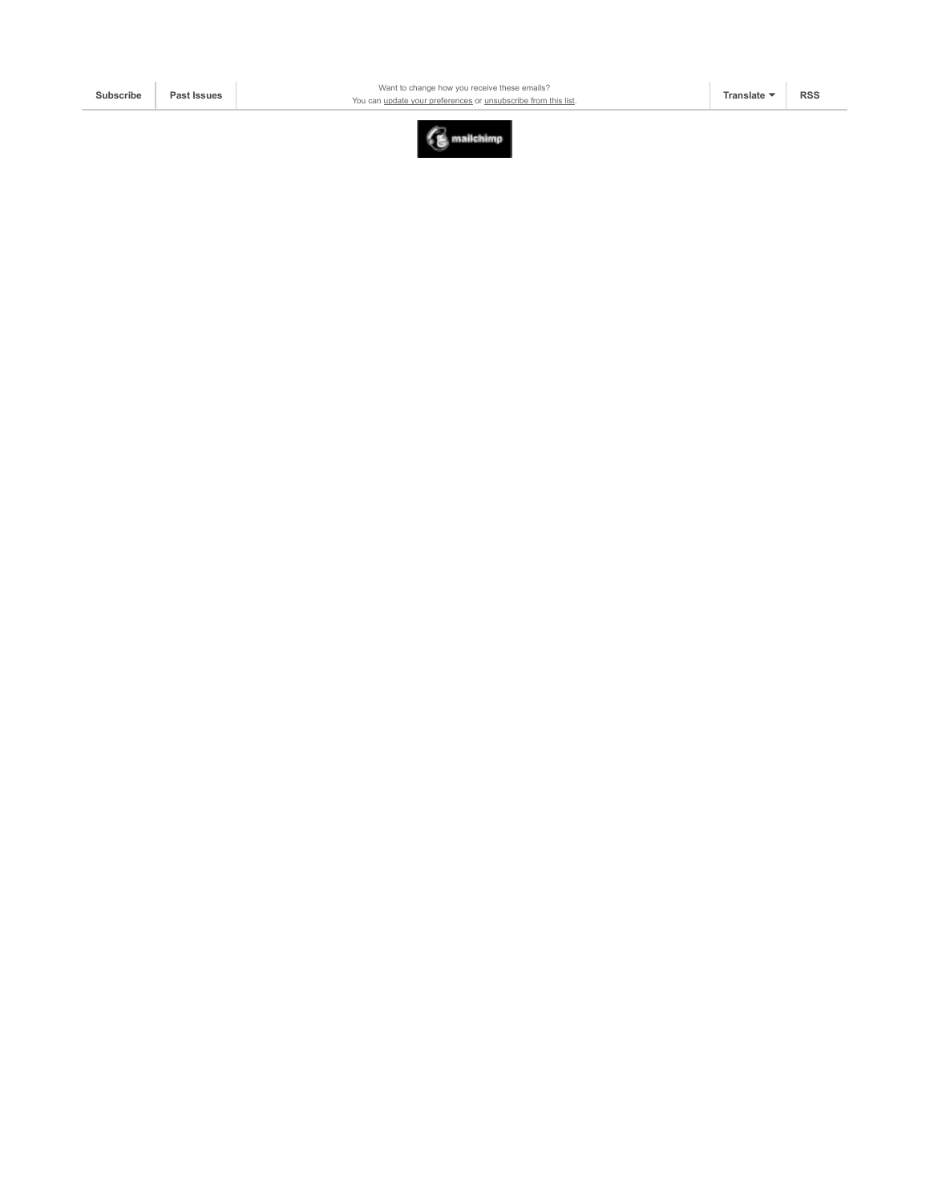Subscribe | Past Issues | Want to change how you receive these emails?
You can update your preferences or unsubscribe from this list. | Translate | RSS